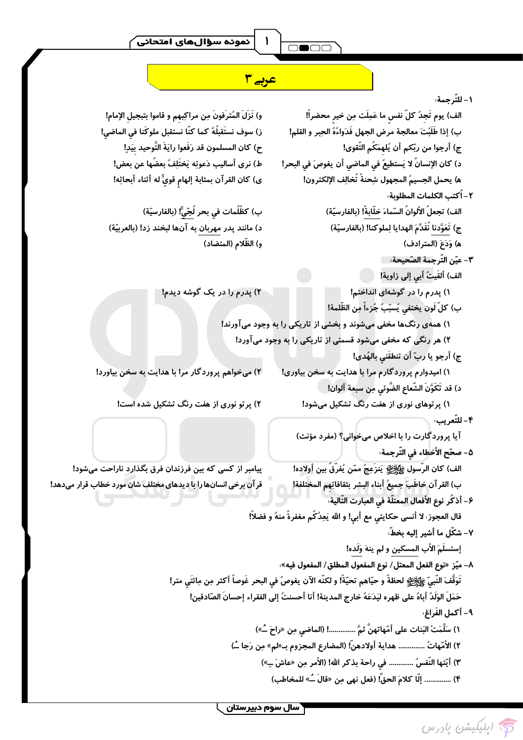# عربی ۳

نمونه سؤال‌های امتحانی

۱- للتّرجمة:

الف) یوم تَجِدُ کلّ نفسٍ ما عَمِلَت مِن خیرٍ محضراً!

ب) إذا طَلَبْتَ معالجة مرض الجهل فَدَواءُهُ الحِبر و القلم!

ج) أرجوا من ربّکم أن یُلهِمَکُم التّقوی!

د) کان الإنسانُ لا یَستطیعُ في الماضي أن یغوصَ في البحرِ!

هـ) یحمل الجسیمُ المجهول شِحنةً تُخالِفُ الإلکترون!

و) نَزَلَ المُترَفونَ مِن مراکِبِهم و قاموا بتبجیل الإمام!

ز) سوف نستَقبِلُهُ کما کنّا نستقبل ملوکَنا في الماضي!

ح) کان المسلمون قد رَفَعوا رایَةَ التَّوحید بِیَدٍ!

ط) نری أسالیب دَعوتِهِ یَختَلِفُ بعضُها عن بعض!

ی) کان القرآن بمثابة إلهامٍ قويٍّ له أثناء أبحاثِهِ!

۲- أُکتب الکلمات المطلوبة:

الف) تجعلُ الألوانُ السّماءَ خلّابةً! (بالفارسیّة)

ب) کظُلُمات في بحر لُجّيٍّ! (بالفارسیّة)

ج) تَعَوَّدنا تَقَدِّمَ الهدایا لِملوکنا! (بالفارسیّة)

د) مانند پدر مهربان به آن‌ها لبخند زد! (بالعربیّة)

هـ) وَدَعَ (المترادف)

و) الظّلام (المتضاد)

۳- عیّن التّرجمة الصّحیحة:

الف) ألقیتُ أبي إلی زاویة!

۱) پدرم را در گوشه‌ای انداختم!

۲) پدرم را در یک گوشه دیدم!

ب) کلّ لَون یختفي یُسبّبُ جُزءاً مِن الظّلمة!

۱) همه‌ی رنگ‌ها مخفی می‌شوند و بخشی از تاریکی را به وجود می‌آورند!

۲) هر رنگی که مخفی می‌شود قسمتی از تاریکی را به وجود می‌آورد!

ج) أرجو یا ربّ أن تنطقَني بالهُدی!

۱) امیدوارم پروردگارم مرا با هدایت به سخن بیاوری!

۲) می‌خواهم پروردگار مرا با هدایت به سخن بیاورد!

د) قد تَکَوَّنَ الشّعاع الضَّوئي مِن سبعة ألوان!

۱) پرتوهای نوری از هفت رنگ تشکیل می‌شود!

۲) پرتو نوری از هفت رنگ تشکیل شده است!

۴- للتّعریب:

آیا پروردگارت را با اخلاص می‌خوانی؟ (مفرد مؤنث)

۵- صحّح الأخطاء في التّرجمة:

الف) کان الرّسول ﷺ یَنزَعِجُ ممّن یُفرّقُ بین أولاده!

پیامبر از کسی که بین فرزندان فرق بگذارد ناراحت می‌شود!

ب) القرآن خاطَبَ جمیعُ أبناء البشر بثقافاتهم المختلفة!

قرآن برخی انسان‌ها را با دیدهای مختلف شان مورد خطاب قرار می‌دهد!

۶- أذکُر نوع الأفعال المعتلّة في العبارت التّالیة:

قال العجوز: لا أنسی حکایتي مع أبي! و الله یَعِدُکُم مغفرةً منهُ و فضلاً!

۷- شکّل ما أشیر إلیه بخطّ:

إستسلَمَ الأبُ المسکین و لم ینهَ وَلَدَه!

۸- میّز «نوع الفعل المعتل/ نوع المفعول المطلق/ المفعول فیه»:

تَوَقَّفَ النّبيّ ﷺ لحظةً و حیّاهم تحیّةً! و لکنّه الآن یغوصُ في البحر غَوصاً أکثر مِن مِائتَي متر!

حَمَلَ الوَلَدُ أباهُ علی ظهره لِیَدَعَهُ خارج المدینة! أنا أحسنتُ إلی الفقراء إحسانَ الصّادقین!

۹- أکمل الفراغ:

۱) سَلَّمَتْ البَنات علی أمّهاتهنَّ ثمَّ ............! (الماضي مِن «راحَ ـُـ»)

۲) الأمّهاتُ ............ هدایة أولادهنّ! (المضارع المجزوم بـ«لم» مِن رَجا ـُـ)

۳) أیّتها النّفسُ ............ في راحة بذکر الله! (الأمر مِن «عاشَ ـِـ»)

۴) ............ إلّا کلامَ الحقِّ! (فعل نهي مِن «قالَ ـُـ» للمخاطب)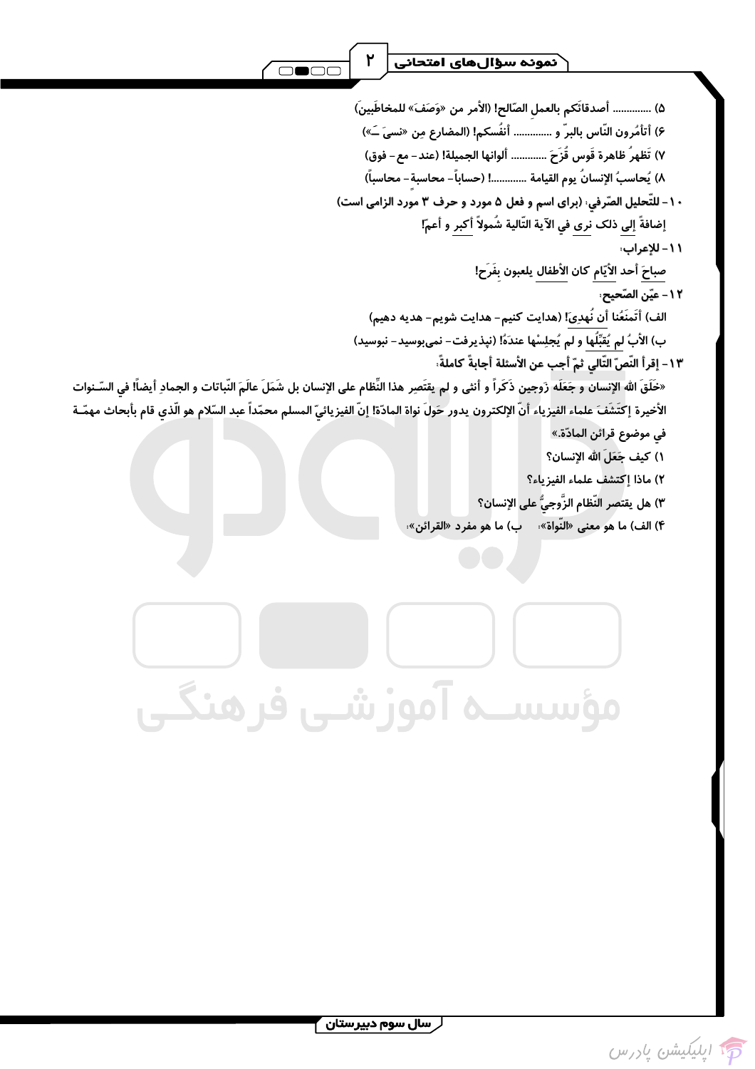۵) .............. أصدقائَکم بالعملِ الصّالح! (الأمر من «وَصَفَ» للمخاطَبینَ)

۶) أتأمُرون النّاس بالبرّ و .............. أنفُسکم! (المضارع مِن «نسیَ ـَ»)

۷) تَظهرُ ظاهرة قَوس قُزَحَ ............ ألوانها الجمیلة! (عند- مع- فوق)

۸) یُحاسبُ الإنسانُ یوم القیامة ............! (حساباً- محاسبة- محاسباً)

۱۰- للتّحلیل الصّرفي: (برای اسم و فعل ۵ مورد و حرف ۳ مورد الزامی است)

إضافةً إلی ذلک نری في الآیة التّالیة شُمولاً أکبر و أعمّ!

۱۱- للإعراب:

صباحَ أحد الأیّام کان الأطفال یلعبون بفَرَحٍ!

۱۲- عیّن الصّحیح:

الف) أتَمنَعُنا أن نُهدِیَ؟! (هدایت کنیم- هدایت شویم- هدیه دهیم)

ب) الأبُ لم یُقبِّلُها و لم یُجلِسْها عندَهُ! (نپذیرفت- نمی‌بوسید- نبوسید)

۱۳- إقرأ النّصّ التّالي ثمّ أجب عن الأسئلة أجابةً کاملةً:

«خَلَقَ اللهُ الإنسان و جَعَلَه زَوجین ذَکَراً و أنثی و لم یقتَصِر هذا النّظام علی الإنسان بل شَمَلَ عالَمَ النّباتات و الجمادِ أیضاً! في السّنوات الأخیرة إکتَشَفَ علماء الفیزیاء أنّ الإلکترون یدور حَولَ نواة المادّة! إنّ الفیزیائيّ المسلم محمّداً عبد السّلام هو الّذي قام بأبحاث مهمّة في موضوع قرائن المادّة.»

۱) کیف جَعَلَ اللهُ الإنسان؟

۲) ماذا إکتشف علماء الفیزیاء؟

۳) هل یقتصر النّظام الزّوجيُّ علی الإنسان؟

۴) الف) ما هو معنی «النّواة»: ب) ما هو مفرد «القرائن»: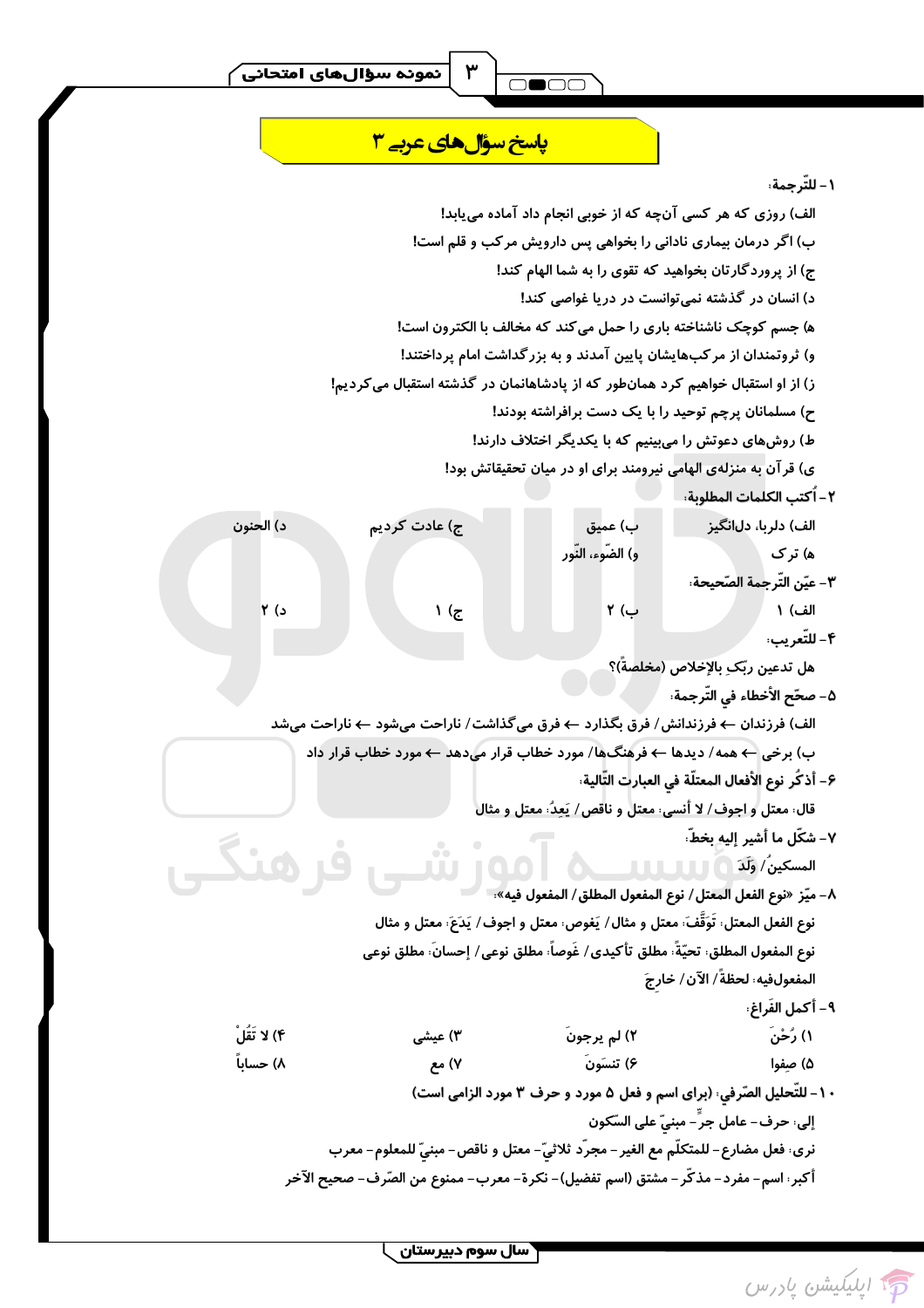# پاسخ سؤال‌های عربی ۳

۱- للتّرجمة:

الف) روزی که هر کسی آن‌چه که از خوبی انجام داد آماده می‌یابد!

ب) اگر درمان بیماری نادانی را بخواهی پس داروی ش مرکب و قلم است!

ج) از پروردگارتان بخواهید که تقوی را به شما الهام کند!

د) انسان در گذشته نمی‌توانست در دریا غواصی کند!

ه) جسم کوچک ناشناخته باری را حمل می‌کند که مخالف با الکترون است!

و) ثروتمندان از مرکب‌هایشان پایین آمدند و به بزرگداشت امام پرداختند!

ز) از او استقبال خواهیم کرد همان‌طور که از پادشاهانمان در گذشته استقبال می‌کردیم!

ح) مسلمانان پرچم توحید را با یک دست برافراشته بودند!

ط) روش‌های دعوتش را می‌بینیم که با یکدیگر اختلاف دارند!

ی) قرآن به منزله‌ی الهامی نیرومند برای او در میان تحقیقاتش بود!

۲- أكتب الكلمات المطلوبة:

الف) دلربا، دل‌انگیز — ب) عمیق — ج) عادت کردیم — د) الحنون

ه) ترک — و) الضّوء، النّور

۳- عيّن التّرجمة الصّحيحة:

الف) ۱ — ب) ۲ — ج) ۱ — د) ۲

۴- للتّعريب:

هل تدعين ربّكِ بالإخلاص (مخلصةً)؟

۵- صحّح الأخطاء في التّرجمة:

الف) فرزندان ← فرزندانش / فرق بگذارد ← فرق می‌گذاشت / ناراحت می‌شود ← ناراحت می‌شد

ب) برخی ← همه / دیدها ← فرهنگ‌ها / مورد خطاب قرار می‌دهد ← مورد خطاب قرار داد

۶- أذكُر نوع الأفعال المعتلّة في العبارت التّالية:

قال: معتل و اجوف / لا أنسى: معتل و ناقص / يَعِدُ: معتل و مثال

۷- شكّل ما أشير إليه بخطّ:

المسكينُ / وَلَدَ

۸- ميّز «نوع الفعل المعتل / نوع المفعول المطلق / المفعول فيه»:

نوع الفعل المعتل: تَوَقَّفَ: معتل و مثال / يَغوص: معتل و اجوف / يَدَعَ: معتل و مثال

نوع المفعول المطلق: تحيّةً: مطلق تأكيدی / غَوصاً: مطلق نوعی / إحسانَ: مطلق نوعی

المفعول‌فيه: لحظةً / الآنَ / خارجَ

۹- أكمل الفَراغ:

۱) رُحْنَ — ۲) لم يرجونَ — ۳) عيشي — ۴) لا تَقُلْ

۵) صِفوا — ۶) تنسَونَ — ۷) مع — ۸) حساباً

۱۰- للتّحليل الصّرفي: (برای اسم و فعل ۵ مورد و حرف ۳ مورد الزامی است)

إلى: حرف – عامل جرٍّ – مبنيّ على السّكون

نرى: فعل مضارع – للمتكلّم مع الغير – مجرّد ثلاثيّ – معتل و ناقص – مبنيّ للمعلوم – معرب

أكبر: اسم – مفرد – مذكّر – مشتق (اسم تفضيل) – نكرة – معرب – ممنوع من الصّرف – صحيح الآخر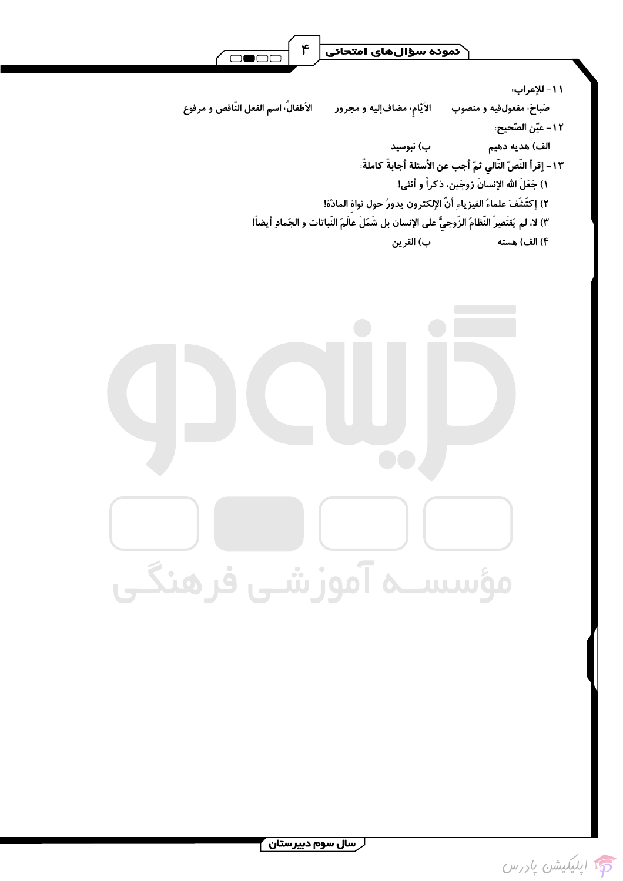۱۱- للإعراب:

صَباحَ: مفعول‌فیه و منصوب　　الأیّامِ: مضاف‌إلیه و مجرور　　الأطفالُ: اسم الفعل النّاقص و مرفوع

۱۲- عیّن الصّحیح:

الف) هدیه دهیم　　ب) نبوسید

۱۳- إقرأ النّصّ التّالي ثمّ أجب عن الأسئلة أجابةً کاملةً:

۱) جَعَلَ اللهُ الإنسانَ زوجَین، ذکراً و أنثی!

۲) إکتَشَفَ علماءُ الفیزیاءِ أنّ الإلکترون یدورُ حول نواة المادّة!

۳) لا، لم یَقتَصِرْ النّظامُ الزّوجيُّ علی الإنسان بل شَمَلَ عالَمَ النّباتات و الجَمادِ أیضاً!

۴) الف) هسته　　ب) القرین